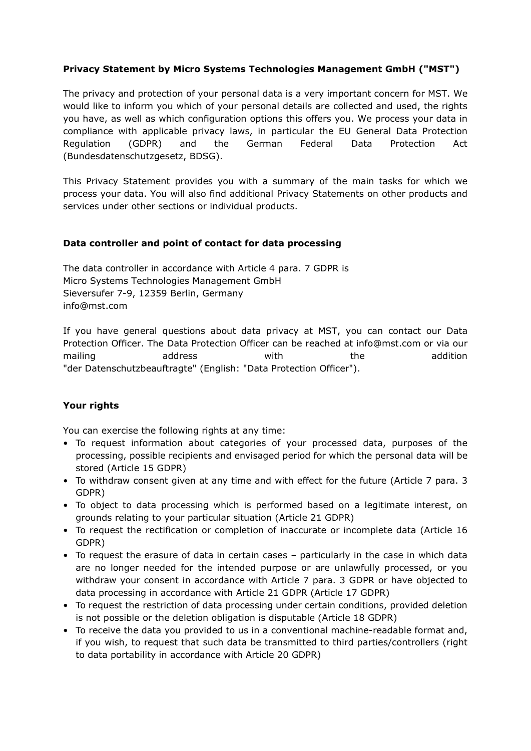**Privacy Statement by Micro Systems Technologies Management GmbH ("MST")**

The privacy and protection of your personal data is a very important concern for MST. We would like to inform you which of your personal details are collected and used, the rights you have, as well as which configuration options this offers you. We process your data in compliance with applicable privacy laws, in particular the EU General Data Protection Regulation (GDPR) and the German Federal Data Protection Act (Bundesdatenschutzgesetz, BDSG).

This Privacy Statement provides you with a summary of the main tasks for which we process your data. You will also find additional Privacy Statements on other products and services under other sections or individual products.

**Data controller and point of contact for data processing**

The data controller in accordance with Article 4 para. 7 GDPR is
Micro Systems Technologies Management GmbH
Sieversufer 7-9, 12359 Berlin, Germany
info@mst.com

If you have general questions about data privacy at MST, you can contact our Data Protection Officer. The Data Protection Officer can be reached at info@mst.com or via our mailing address with the addition "der Datenschutzbeauftragte" (English: "Data Protection Officer").

**Your rights**

You can exercise the following rights at any time:

- To request information about categories of your processed data, purposes of the processing, possible recipients and envisaged period for which the personal data will be stored (Article 15 GDPR)
- To withdraw consent given at any time and with effect for the future (Article 7 para. 3 GDPR)
- To object to data processing which is performed based on a legitimate interest, on grounds relating to your particular situation (Article 21 GDPR)
- To request the rectification or completion of inaccurate or incomplete data (Article 16 GDPR)
- To request the erasure of data in certain cases – particularly in the case in which data are no longer needed for the intended purpose or are unlawfully processed, or you withdraw your consent in accordance with Article 7 para. 3 GDPR or have objected to data processing in accordance with Article 21 GDPR (Article 17 GDPR)
- To request the restriction of data processing under certain conditions, provided deletion is not possible or the deletion obligation is disputable (Article 18 GDPR)
- To receive the data you provided to us in a conventional machine-readable format and, if you wish, to request that such data be transmitted to third parties/controllers (right to data portability in accordance with Article 20 GDPR)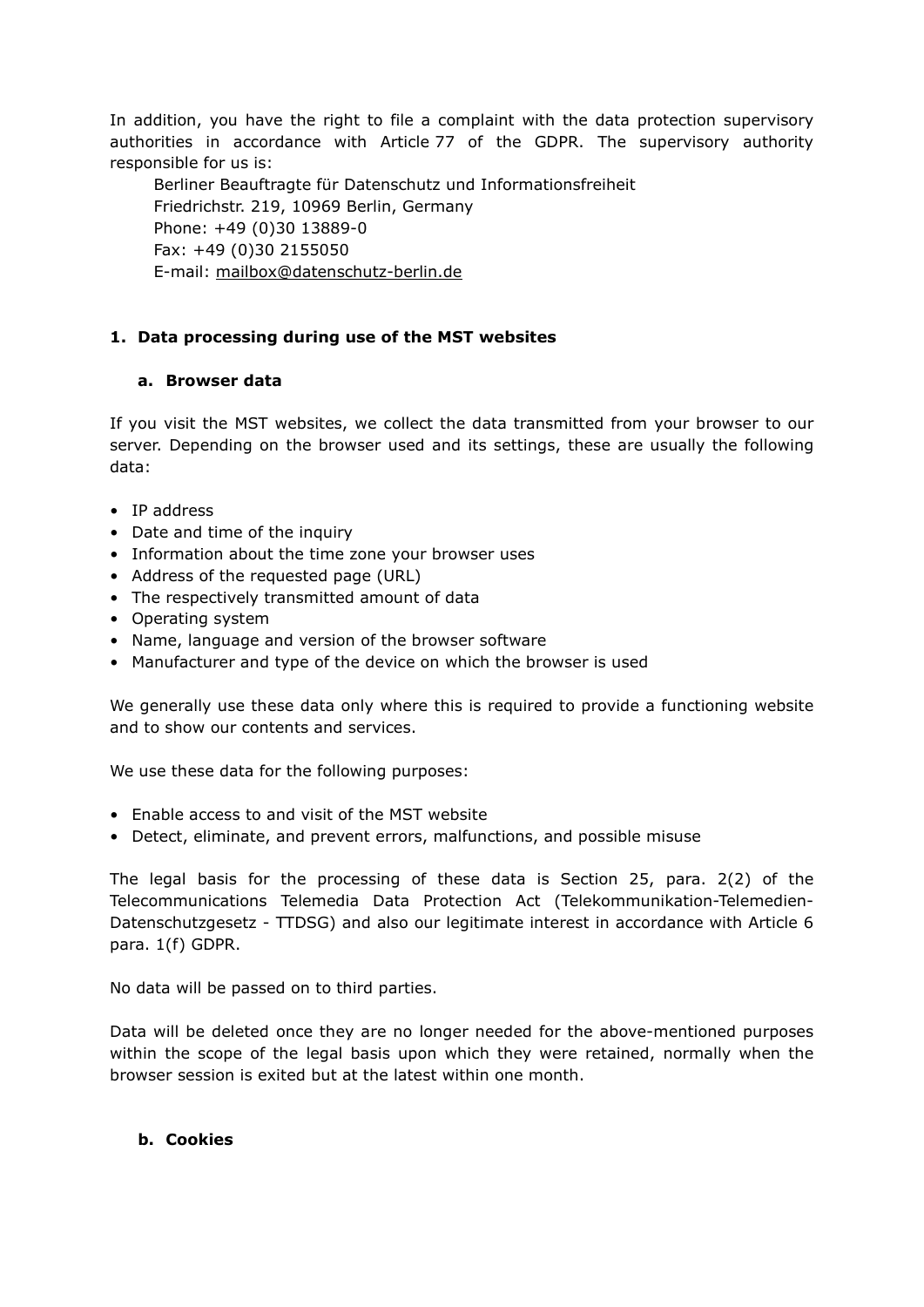In addition, you have the right to file a complaint with the data protection supervisory authorities in accordance with Article 77 of the GDPR. The supervisory authority responsible for us is:

Berliner Beauftragte für Datenschutz und Informationsfreiheit
Friedrichstr. 219, 10969 Berlin, Germany
Phone: +49 (0)30 13889-0
Fax: +49 (0)30 2155050
E-mail: mailbox@datenschutz-berlin.de

## 1. Data processing during use of the MST websites

### a. Browser data

If you visit the MST websites, we collect the data transmitted from your browser to our server. Depending on the browser used and its settings, these are usually the following data:

- IP address
- Date and time of the inquiry
- Information about the time zone your browser uses
- Address of the requested page (URL)
- The respectively transmitted amount of data
- Operating system
- Name, language and version of the browser software
- Manufacturer and type of the device on which the browser is used

We generally use these data only where this is required to provide a functioning website and to show our contents and services.

We use these data for the following purposes:

- Enable access to and visit of the MST website
- Detect, eliminate, and prevent errors, malfunctions, and possible misuse

The legal basis for the processing of these data is Section 25, para. 2(2) of the Telecommunications Telemedia Data Protection Act (Telekommunikation-Telemedien-Datenschutzgesetz - TTDSG) and also our legitimate interest in accordance with Article 6 para. 1(f) GDPR.

No data will be passed on to third parties.

Data will be deleted once they are no longer needed for the above-mentioned purposes within the scope of the legal basis upon which they were retained, normally when the browser session is exited but at the latest within one month.

### b. Cookies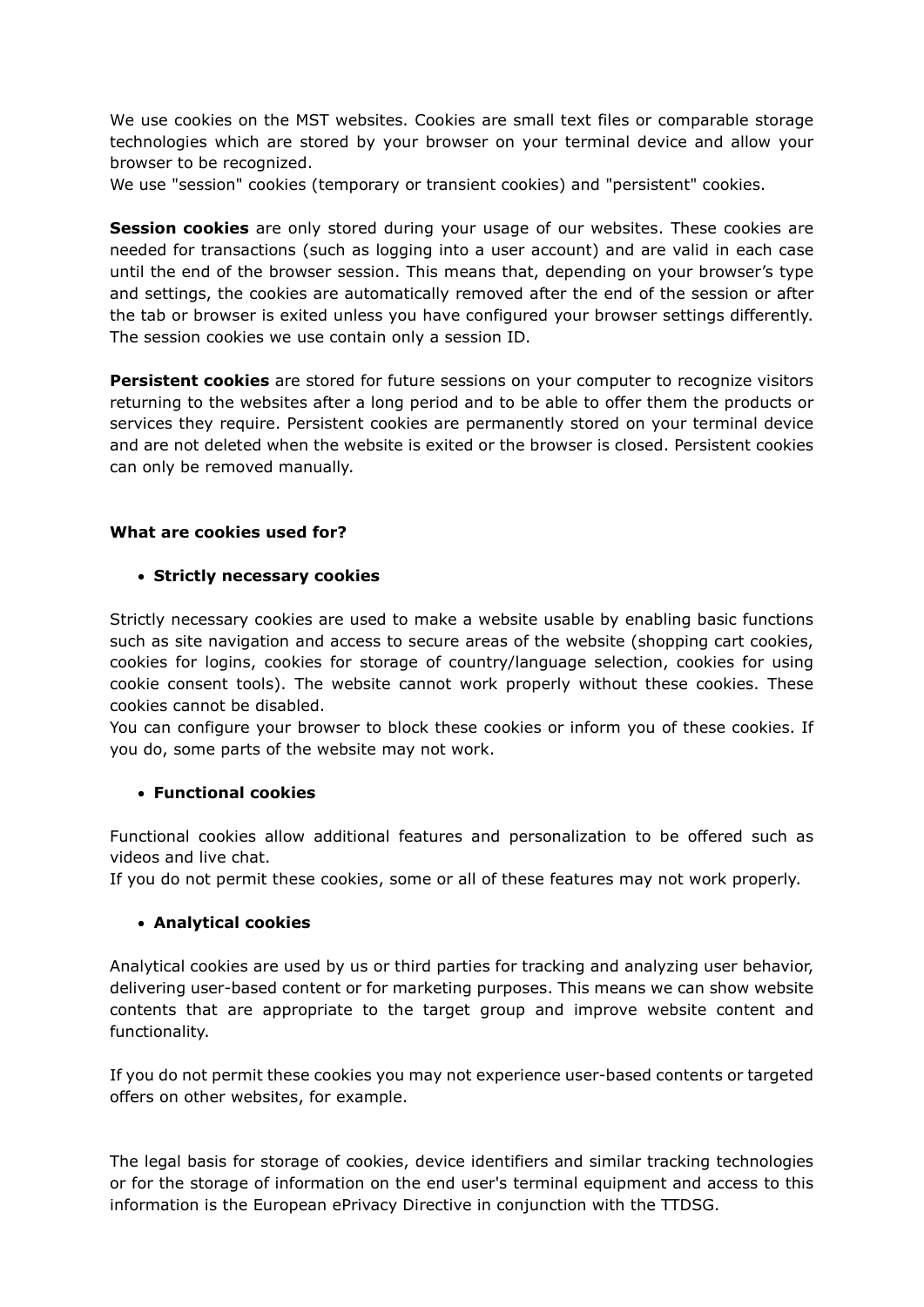We use cookies on the MST websites. Cookies are small text files or comparable storage technologies which are stored by your browser on your terminal device and allow your browser to be recognized.
We use "session" cookies (temporary or transient cookies) and "persistent" cookies.

**Session cookies** are only stored during your usage of our websites. These cookies are needed for transactions (such as logging into a user account) and are valid in each case until the end of the browser session. This means that, depending on your browser's type and settings, the cookies are automatically removed after the end of the session or after the tab or browser is exited unless you have configured your browser settings differently. The session cookies we use contain only a session ID.

**Persistent cookies** are stored for future sessions on your computer to recognize visitors returning to the websites after a long period and to be able to offer them the products or services they require. Persistent cookies are permanently stored on your terminal device and are not deleted when the website is exited or the browser is closed. Persistent cookies can only be removed manually.

**What are cookies used for?**

- **Strictly necessary cookies**

Strictly necessary cookies are used to make a website usable by enabling basic functions such as site navigation and access to secure areas of the website (shopping cart cookies, cookies for logins, cookies for storage of country/language selection, cookies for using cookie consent tools). The website cannot work properly without these cookies. These cookies cannot be disabled.
You can configure your browser to block these cookies or inform you of these cookies. If you do, some parts of the website may not work.

- **Functional cookies**

Functional cookies allow additional features and personalization to be offered such as videos and live chat.
If you do not permit these cookies, some or all of these features may not work properly.

- **Analytical cookies**

Analytical cookies are used by us or third parties for tracking and analyzing user behavior, delivering user-based content or for marketing purposes. This means we can show website contents that are appropriate to the target group and improve website content and functionality.

If you do not permit these cookies you may not experience user-based contents or targeted offers on other websites, for example.

The legal basis for storage of cookies, device identifiers and similar tracking technologies or for the storage of information on the end user's terminal equipment and access to this information is the European ePrivacy Directive in conjunction with the TTDSG.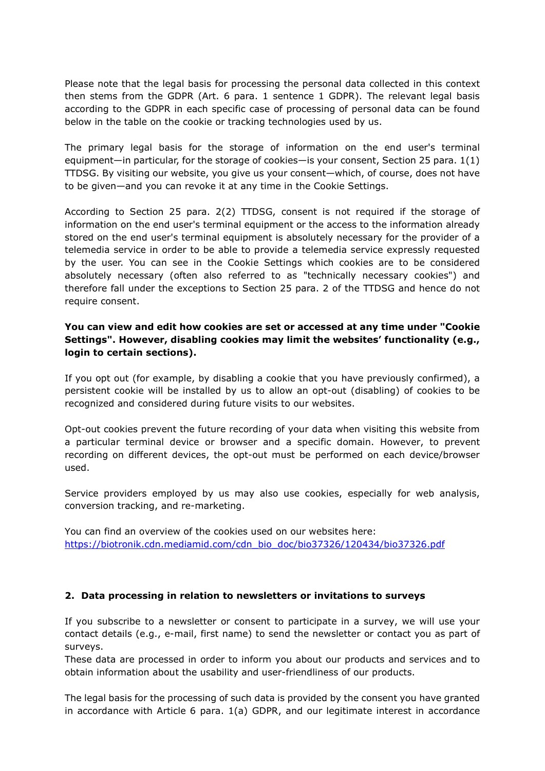Please note that the legal basis for processing the personal data collected in this context then stems from the GDPR (Art. 6 para. 1 sentence 1 GDPR). The relevant legal basis according to the GDPR in each specific case of processing of personal data can be found below in the table on the cookie or tracking technologies used by us.

The primary legal basis for the storage of information on the end user's terminal equipment—in particular, for the storage of cookies—is your consent, Section 25 para. 1(1) TTDSG. By visiting our website, you give us your consent—which, of course, does not have to be given—and you can revoke it at any time in the Cookie Settings.

According to Section 25 para. 2(2) TTDSG, consent is not required if the storage of information on the end user's terminal equipment or the access to the information already stored on the end user's terminal equipment is absolutely necessary for the provider of a telemedia service in order to be able to provide a telemedia service expressly requested by the user. You can see in the Cookie Settings which cookies are to be considered absolutely necessary (often also referred to as "technically necessary cookies") and therefore fall under the exceptions to Section 25 para. 2 of the TTDSG and hence do not require consent.

**You can view and edit how cookies are set or accessed at any time under "Cookie Settings". However, disabling cookies may limit the websites' functionality (e.g., login to certain sections).**

If you opt out (for example, by disabling a cookie that you have previously confirmed), a persistent cookie will be installed by us to allow an opt-out (disabling) of cookies to be recognized and considered during future visits to our websites.

Opt-out cookies prevent the future recording of your data when visiting this website from a particular terminal device or browser and a specific domain. However, to prevent recording on different devices, the opt-out must be performed on each device/browser used.

Service providers employed by us may also use cookies, especially for web analysis, conversion tracking, and re-marketing.

You can find an overview of the cookies used on our websites here:
[https://biotronik.cdn.mediamid.com/cdn_bio_doc/bio37326/120434/bio37326.pdf](https://biotronik.cdn.mediamid.com/cdn_bio_doc/bio37326/120434/bio37326.pdf)

## 2. Data processing in relation to newsletters or invitations to surveys

If you subscribe to a newsletter or consent to participate in a survey, we will use your contact details (e.g., e-mail, first name) to send the newsletter or contact you as part of surveys.
These data are processed in order to inform you about our products and services and to obtain information about the usability and user-friendliness of our products.

The legal basis for the processing of such data is provided by the consent you have granted in accordance with Article 6 para. 1(a) GDPR, and our legitimate interest in accordance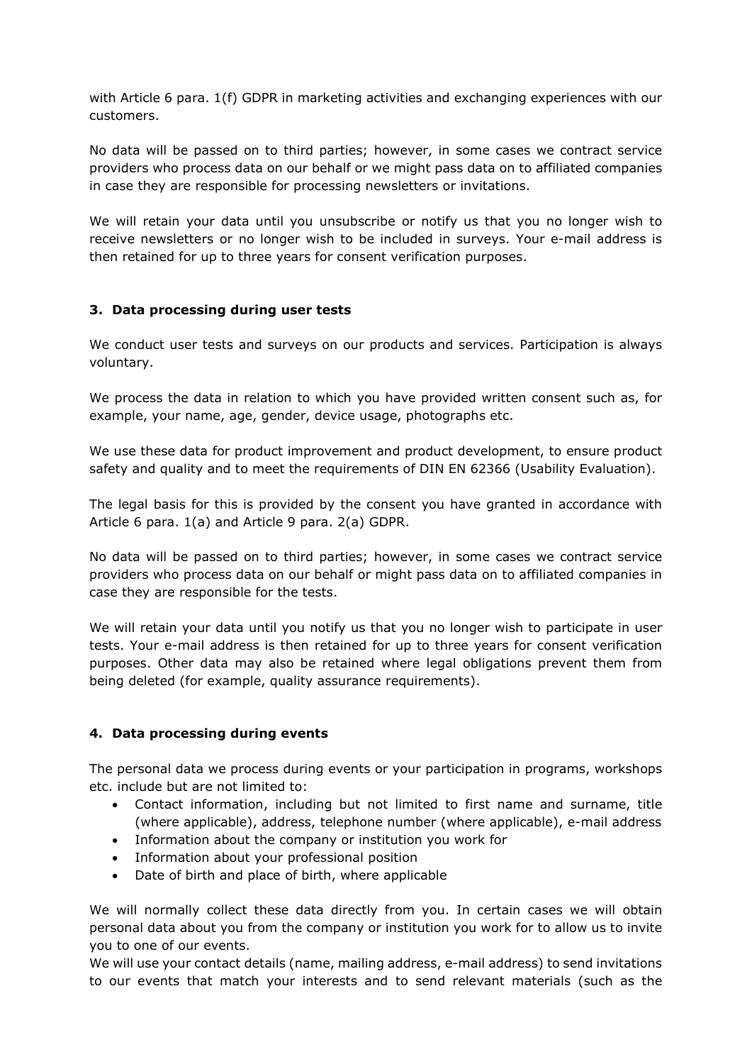with Article 6 para. 1(f) GDPR in marketing activities and exchanging experiences with our customers.

No data will be passed on to third parties; however, in some cases we contract service providers who process data on our behalf or we might pass data on to affiliated companies in case they are responsible for processing newsletters or invitations.

We will retain your data until you unsubscribe or notify us that you no longer wish to receive newsletters or no longer wish to be included in surveys. Your e-mail address is then retained for up to three years for consent verification purposes.

## 3. Data processing during user tests

We conduct user tests and surveys on our products and services. Participation is always voluntary.

We process the data in relation to which you have provided written consent such as, for example, your name, age, gender, device usage, photographs etc.

We use these data for product improvement and product development, to ensure product safety and quality and to meet the requirements of DIN EN 62366 (Usability Evaluation).

The legal basis for this is provided by the consent you have granted in accordance with Article 6 para. 1(a) and Article 9 para. 2(a) GDPR.

No data will be passed on to third parties; however, in some cases we contract service providers who process data on our behalf or might pass data on to affiliated companies in case they are responsible for the tests.

We will retain your data until you notify us that you no longer wish to participate in user tests. Your e-mail address is then retained for up to three years for consent verification purposes. Other data may also be retained where legal obligations prevent them from being deleted (for example, quality assurance requirements).

## 4. Data processing during events

The personal data we process during events or your participation in programs, workshops etc. include but are not limited to:

- Contact information, including but not limited to first name and surname, title (where applicable), address, telephone number (where applicable), e-mail address
- Information about the company or institution you work for
- Information about your professional position
- Date of birth and place of birth, where applicable

We will normally collect these data directly from you. In certain cases we will obtain personal data about you from the company or institution you work for to allow us to invite you to one of our events.
We will use your contact details (name, mailing address, e-mail address) to send invitations to our events that match your interests and to send relevant materials (such as the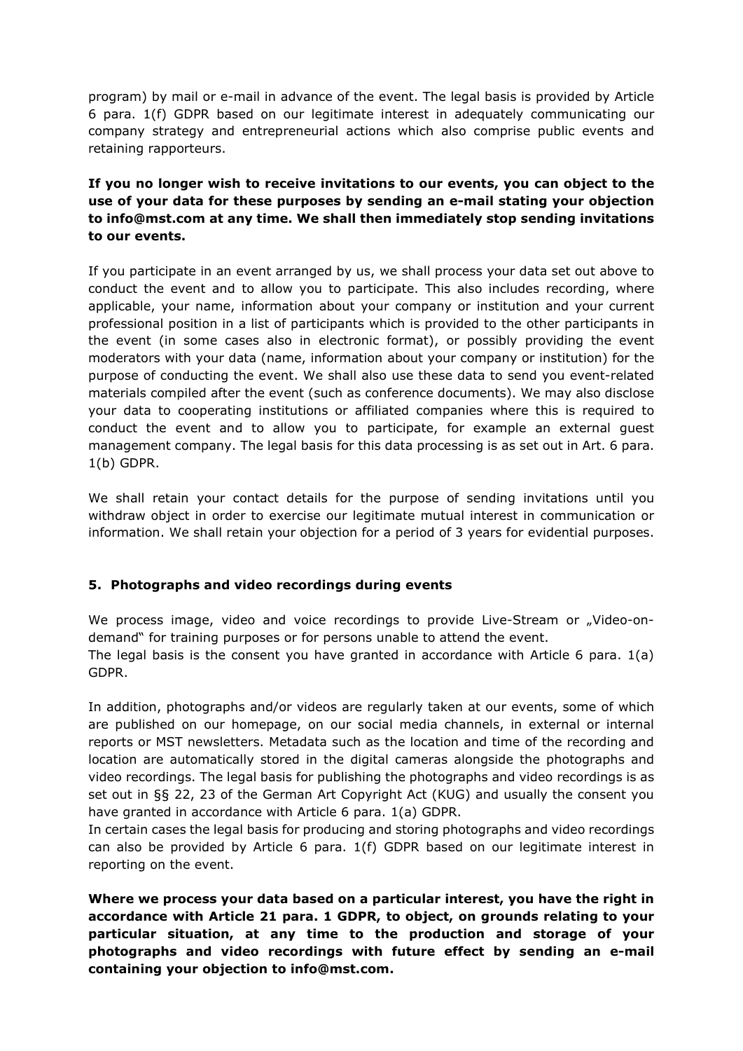program) by mail or e-mail in advance of the event. The legal basis is provided by Article 6 para. 1(f) GDPR based on our legitimate interest in adequately communicating our company strategy and entrepreneurial actions which also comprise public events and retaining rapporteurs.

**If you no longer wish to receive invitations to our events, you can object to the use of your data for these purposes by sending an e-mail stating your objection to info@mst.com at any time. We shall then immediately stop sending invitations to our events.**

If you participate in an event arranged by us, we shall process your data set out above to conduct the event and to allow you to participate. This also includes recording, where applicable, your name, information about your company or institution and your current professional position in a list of participants which is provided to the other participants in the event (in some cases also in electronic format), or possibly providing the event moderators with your data (name, information about your company or institution) for the purpose of conducting the event. We shall also use these data to send you event-related materials compiled after the event (such as conference documents). We may also disclose your data to cooperating institutions or affiliated companies where this is required to conduct the event and to allow you to participate, for example an external guest management company. The legal basis for this data processing is as set out in Art. 6 para. 1(b) GDPR.

We shall retain your contact details for the purpose of sending invitations until you withdraw object in order to exercise our legitimate mutual interest in communication or information. We shall retain your objection for a period of 3 years for evidential purposes.

## 5. Photographs and video recordings during events

We process image, video and voice recordings to provide Live-Stream or „Video-on-demand" for training purposes or for persons unable to attend the event.
The legal basis is the consent you have granted in accordance with Article 6 para. 1(a) GDPR.

In addition, photographs and/or videos are regularly taken at our events, some of which are published on our homepage, on our social media channels, in external or internal reports or MST newsletters. Metadata such as the location and time of the recording and location are automatically stored in the digital cameras alongside the photographs and video recordings. The legal basis for publishing the photographs and video recordings is as set out in §§ 22, 23 of the German Art Copyright Act (KUG) and usually the consent you have granted in accordance with Article 6 para. 1(a) GDPR.
In certain cases the legal basis for producing and storing photographs and video recordings can also be provided by Article 6 para. 1(f) GDPR based on our legitimate interest in reporting on the event.

**Where we process your data based on a particular interest, you have the right in accordance with Article 21 para. 1 GDPR, to object, on grounds relating to your particular situation, at any time to the production and storage of your photographs and video recordings with future effect by sending an e-mail containing your objection to info@mst.com.**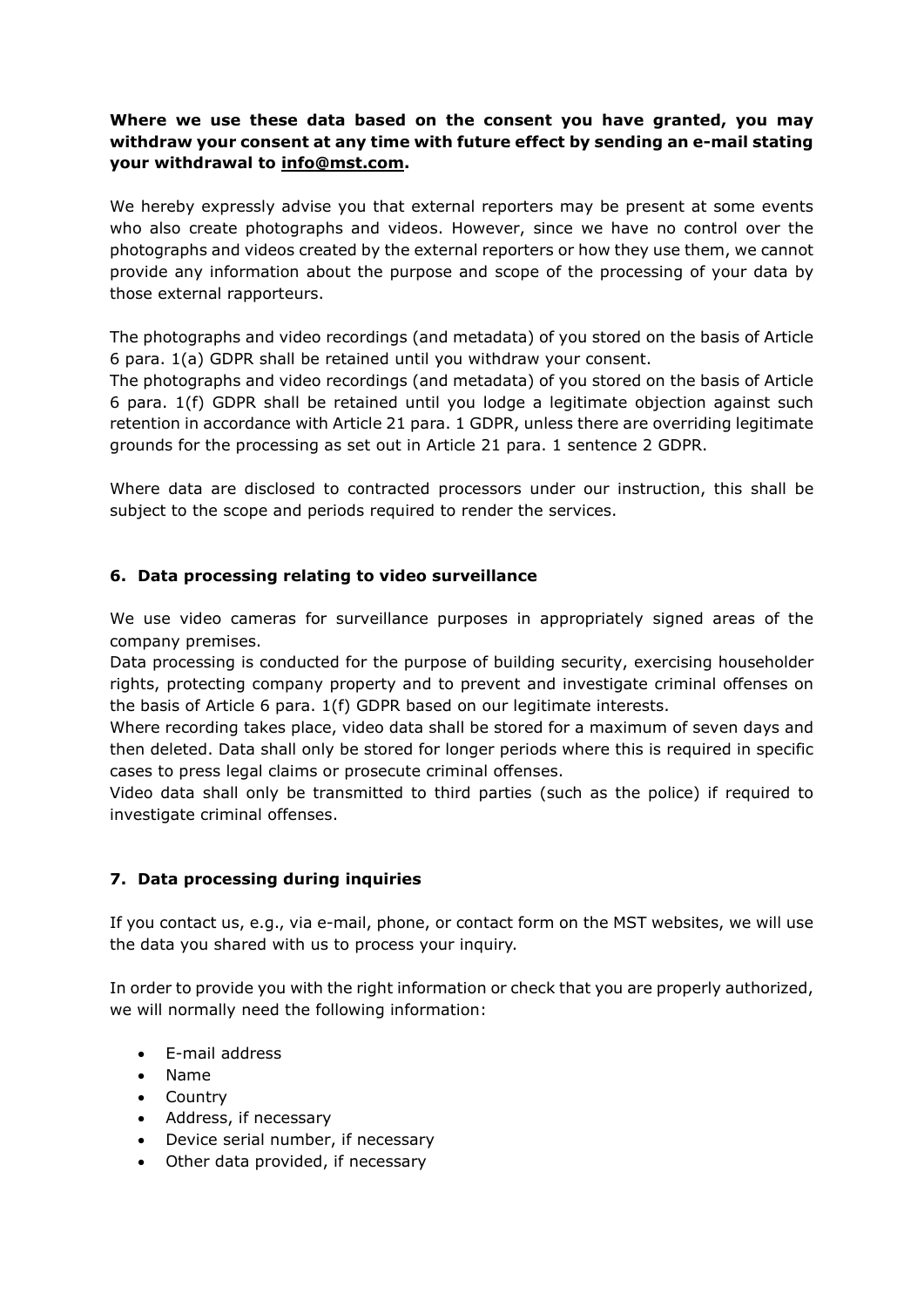**Where we use these data based on the consent you have granted, you may withdraw your consent at any time with future effect by sending an e-mail stating your withdrawal to info@mst.com.**

We hereby expressly advise you that external reporters may be present at some events who also create photographs and videos. However, since we have no control over the photographs and videos created by the external reporters or how they use them, we cannot provide any information about the purpose and scope of the processing of your data by those external rapporteurs.

The photographs and video recordings (and metadata) of you stored on the basis of Article 6 para. 1(a) GDPR shall be retained until you withdraw your consent.
The photographs and video recordings (and metadata) of you stored on the basis of Article 6 para. 1(f) GDPR shall be retained until you lodge a legitimate objection against such retention in accordance with Article 21 para. 1 GDPR, unless there are overriding legitimate grounds for the processing as set out in Article 21 para. 1 sentence 2 GDPR.

Where data are disclosed to contracted processors under our instruction, this shall be subject to the scope and periods required to render the services.

## 6. Data processing relating to video surveillance

We use video cameras for surveillance purposes in appropriately signed areas of the company premises.
Data processing is conducted for the purpose of building security, exercising householder rights, protecting company property and to prevent and investigate criminal offenses on the basis of Article 6 para. 1(f) GDPR based on our legitimate interests.
Where recording takes place, video data shall be stored for a maximum of seven days and then deleted. Data shall only be stored for longer periods where this is required in specific cases to press legal claims or prosecute criminal offenses.
Video data shall only be transmitted to third parties (such as the police) if required to investigate criminal offenses.

## 7. Data processing during inquiries

If you contact us, e.g., via e-mail, phone, or contact form on the MST websites, we will use the data you shared with us to process your inquiry.

In order to provide you with the right information or check that you are properly authorized, we will normally need the following information:

- E-mail address
- Name
- Country
- Address, if necessary
- Device serial number, if necessary
- Other data provided, if necessary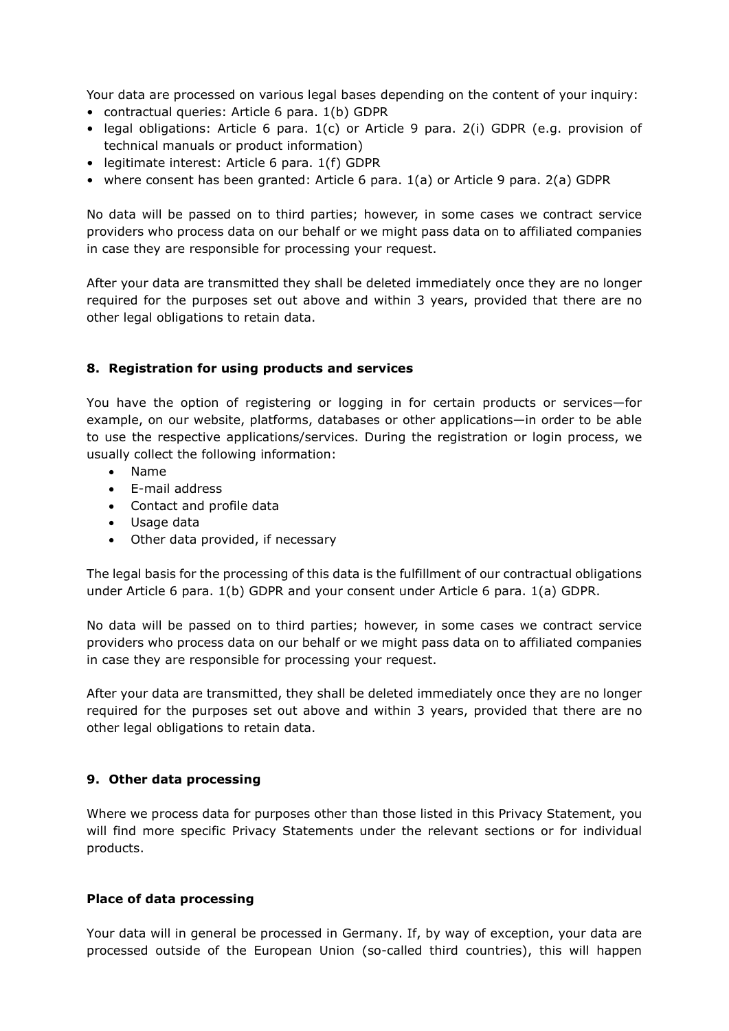Your data are processed on various legal bases depending on the content of your inquiry:

- contractual queries: Article 6 para. 1(b) GDPR
- legal obligations: Article 6 para. 1(c) or Article 9 para. 2(i) GDPR (e.g. provision of technical manuals or product information)
- legitimate interest: Article 6 para. 1(f) GDPR
- where consent has been granted: Article 6 para. 1(a) or Article 9 para. 2(a) GDPR

No data will be passed on to third parties; however, in some cases we contract service providers who process data on our behalf or we might pass data on to affiliated companies in case they are responsible for processing your request.

After your data are transmitted they shall be deleted immediately once they are no longer required for the purposes set out above and within 3 years, provided that there are no other legal obligations to retain data.

## 8. Registration for using products and services

You have the option of registering or logging in for certain products or services—for example, on our website, platforms, databases or other applications—in order to be able to use the respective applications/services. During the registration or login process, we usually collect the following information:

- Name
- E-mail address
- Contact and profile data
- Usage data
- Other data provided, if necessary

The legal basis for the processing of this data is the fulfillment of our contractual obligations under Article 6 para. 1(b) GDPR and your consent under Article 6 para. 1(a) GDPR.

No data will be passed on to third parties; however, in some cases we contract service providers who process data on our behalf or we might pass data on to affiliated companies in case they are responsible for processing your request.

After your data are transmitted, they shall be deleted immediately once they are no longer required for the purposes set out above and within 3 years, provided that there are no other legal obligations to retain data.

## 9. Other data processing

Where we process data for purposes other than those listed in this Privacy Statement, you will find more specific Privacy Statements under the relevant sections or for individual products.

## Place of data processing

Your data will in general be processed in Germany. If, by way of exception, your data are processed outside of the European Union (so-called third countries), this will happen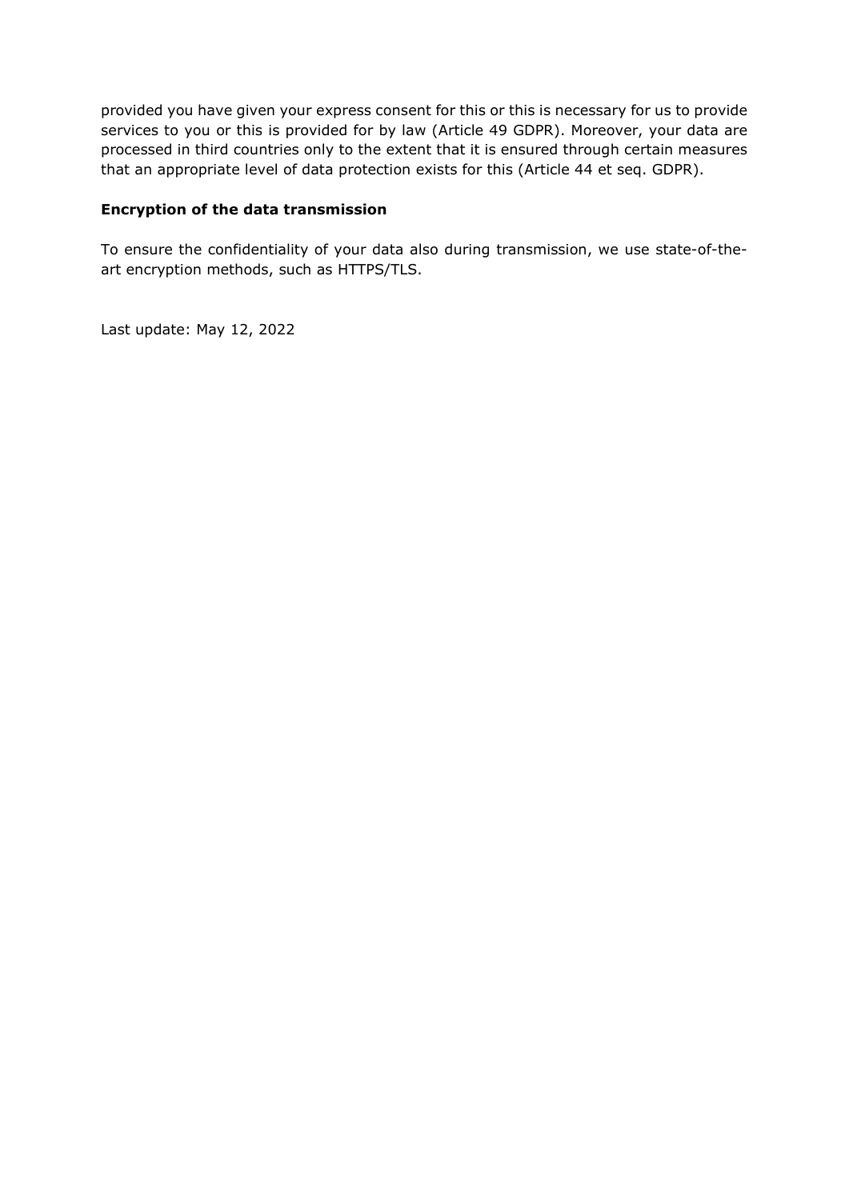provided you have given your express consent for this or this is necessary for us to provide services to you or this is provided for by law (Article 49 GDPR). Moreover, your data are processed in third countries only to the extent that it is ensured through certain measures that an appropriate level of data protection exists for this (Article 44 et seq. GDPR).

**Encryption of the data transmission**

To ensure the confidentiality of your data also during transmission, we use state-of-the-art encryption methods, such as HTTPS/TLS.

Last update: May 12, 2022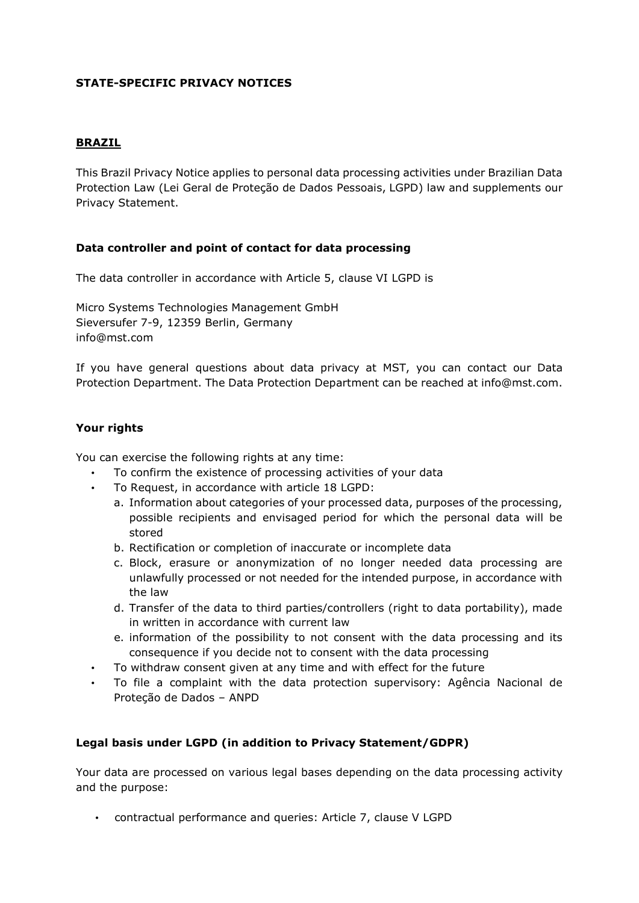**STATE-SPECIFIC PRIVACY NOTICES**

## BRAZIL

This Brazil Privacy Notice applies to personal data processing activities under Brazilian Data Protection Law (Lei Geral de Proteção de Dados Pessoais, LGPD) law and supplements our Privacy Statement.

### Data controller and point of contact for data processing

The data controller in accordance with Article 5, clause VI LGPD is

Micro Systems Technologies Management GmbH
Sieversufer 7-9, 12359 Berlin, Germany
info@mst.com

If you have general questions about data privacy at MST, you can contact our Data Protection Department. The Data Protection Department can be reached at info@mst.com.

### Your rights

You can exercise the following rights at any time:

- To confirm the existence of processing activities of your data
- To Request, in accordance with article 18 LGPD:
  a. Information about categories of your processed data, purposes of the processing, possible recipients and envisaged period for which the personal data will be stored
  b. Rectification or completion of inaccurate or incomplete data
  c. Block, erasure or anonymization of no longer needed data processing are unlawfully processed or not needed for the intended purpose, in accordance with the law
  d. Transfer of the data to third parties/controllers (right to data portability), made in written in accordance with current law
  e. information of the possibility to not consent with the data processing and its consequence if you decide not to consent with the data processing
- To withdraw consent given at any time and with effect for the future
- To file a complaint with the data protection supervisory: Agência Nacional de Proteção de Dados – ANPD

### Legal basis under LGPD (in addition to Privacy Statement/GDPR)

Your data are processed on various legal bases depending on the data processing activity and the purpose:

- contractual performance and queries: Article 7, clause V LGPD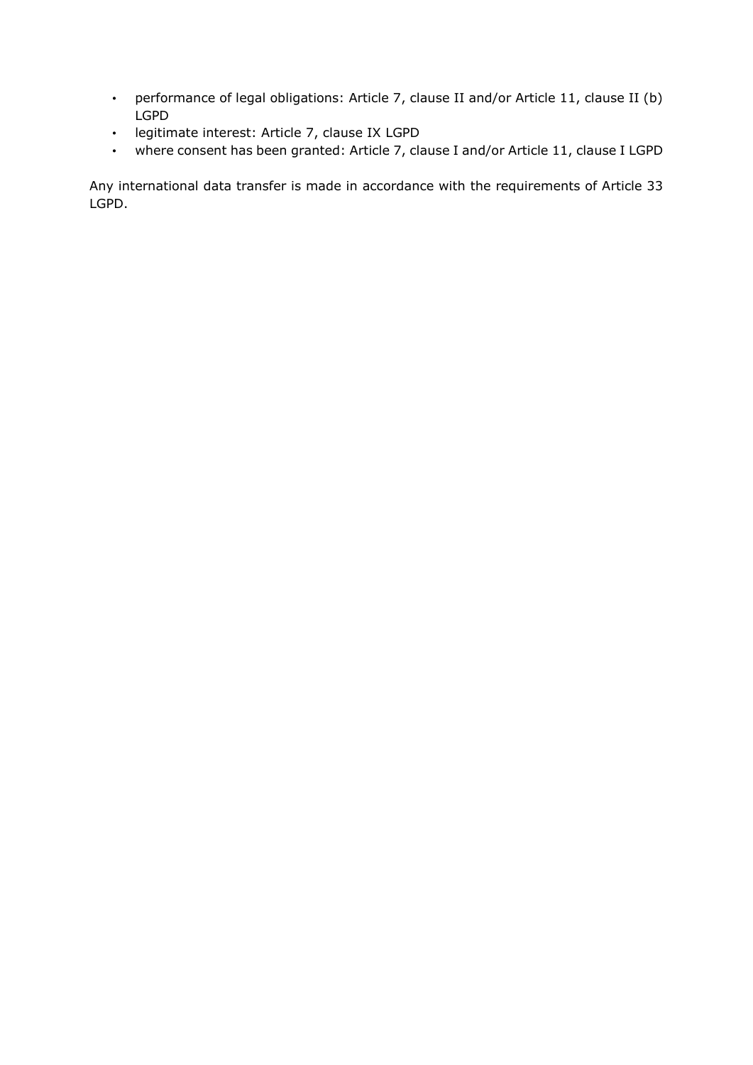- performance of legal obligations: Article 7, clause II and/or Article 11, clause II (b) LGPD
- legitimate interest: Article 7, clause IX LGPD
- where consent has been granted: Article 7, clause I and/or Article 11, clause I LGPD

Any international data transfer is made in accordance with the requirements of Article 33 LGPD.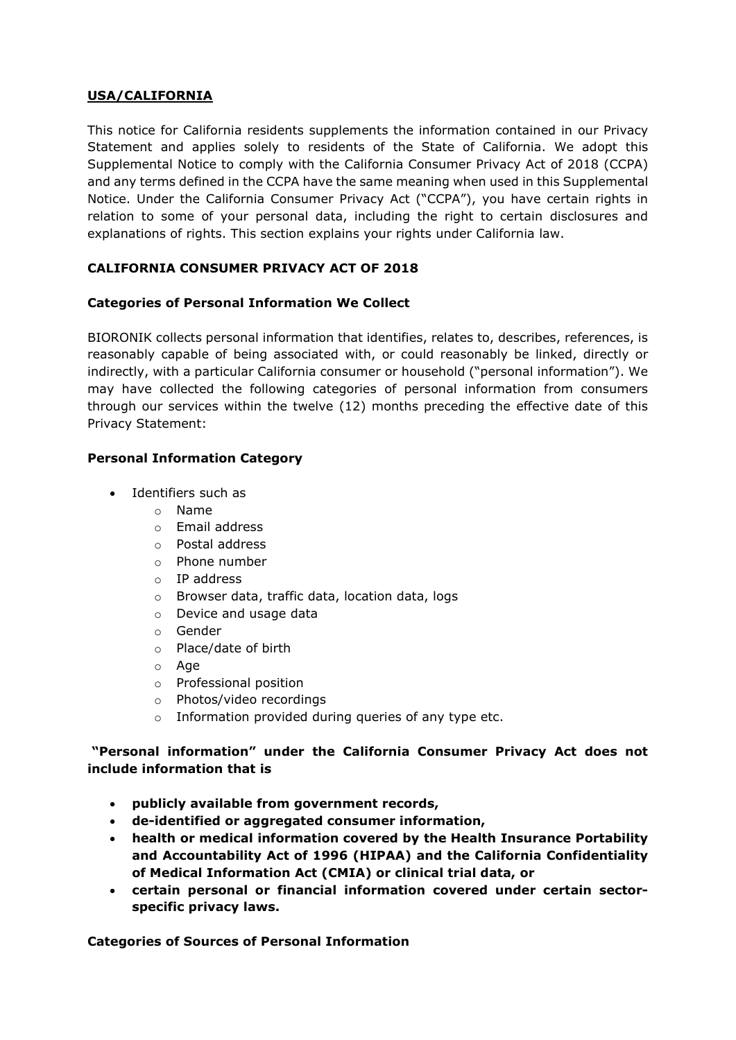## USA/CALIFORNIA

This notice for California residents supplements the information contained in our Privacy Statement and applies solely to residents of the State of California. We adopt this Supplemental Notice to comply with the California Consumer Privacy Act of 2018 (CCPA) and any terms defined in the CCPA have the same meaning when used in this Supplemental Notice. Under the California Consumer Privacy Act ("CCPA"), you have certain rights in relation to some of your personal data, including the right to certain disclosures and explanations of rights. This section explains your rights under California law.

### CALIFORNIA CONSUMER PRIVACY ACT OF 2018

#### Categories of Personal Information We Collect

BIORONIK collects personal information that identifies, relates to, describes, references, is reasonably capable of being associated with, or could reasonably be linked, directly or indirectly, with a particular California consumer or household ("personal information"). We may have collected the following categories of personal information from consumers through our services within the twelve (12) months preceding the effective date of this Privacy Statement:

#### Personal Information Category

- Identifiers such as
    - Name
    - Email address
    - Postal address
    - Phone number
    - IP address
    - Browser data, traffic data, location data, logs
    - Device and usage data
    - Gender
    - Place/date of birth
    - Age
    - Professional position
    - Photos/video recordings
    - Information provided during queries of any type etc.

**"Personal information" under the California Consumer Privacy Act does not include information that is**

- **publicly available from government records,**
- **de-identified or aggregated consumer information,**
- **health or medical information covered by the Health Insurance Portability and Accountability Act of 1996 (HIPAA) and the California Confidentiality of Medical Information Act (CMIA) or clinical trial data, or**
- **certain personal or financial information covered under certain sector-specific privacy laws.**

#### Categories of Sources of Personal Information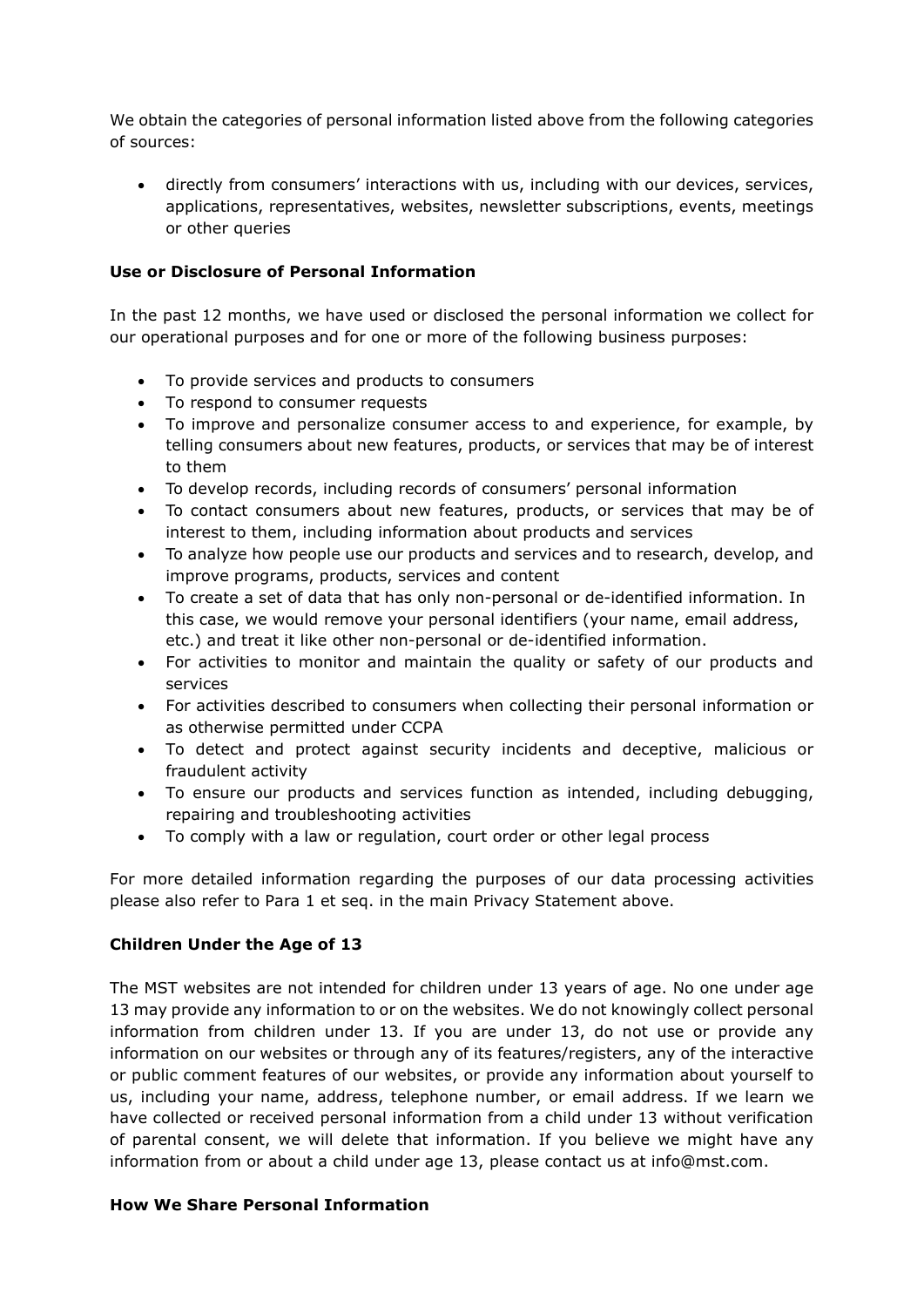We obtain the categories of personal information listed above from the following categories of sources:

- directly from consumers' interactions with us, including with our devices, services, applications, representatives, websites, newsletter subscriptions, events, meetings or other queries

**Use or Disclosure of Personal Information**

In the past 12 months, we have used or disclosed the personal information we collect for our operational purposes and for one or more of the following business purposes:

- To provide services and products to consumers
- To respond to consumer requests
- To improve and personalize consumer access to and experience, for example, by telling consumers about new features, products, or services that may be of interest to them
- To develop records, including records of consumers' personal information
- To contact consumers about new features, products, or services that may be of interest to them, including information about products and services
- To analyze how people use our products and services and to research, develop, and improve programs, products, services and content
- To create a set of data that has only non-personal or de-identified information. In this case, we would remove your personal identifiers (your name, email address, etc.) and treat it like other non-personal or de-identified information.
- For activities to monitor and maintain the quality or safety of our products and services
- For activities described to consumers when collecting their personal information or as otherwise permitted under CCPA
- To detect and protect against security incidents and deceptive, malicious or fraudulent activity
- To ensure our products and services function as intended, including debugging, repairing and troubleshooting activities
- To comply with a law or regulation, court order or other legal process

For more detailed information regarding the purposes of our data processing activities please also refer to Para 1 et seq. in the main Privacy Statement above.

**Children Under the Age of 13**

The MST websites are not intended for children under 13 years of age. No one under age 13 may provide any information to or on the websites. We do not knowingly collect personal information from children under 13. If you are under 13, do not use or provide any information on our websites or through any of its features/registers, any of the interactive or public comment features of our websites, or provide any information about yourself to us, including your name, address, telephone number, or email address. If we learn we have collected or received personal information from a child under 13 without verification of parental consent, we will delete that information. If you believe we might have any information from or about a child under age 13, please contact us at info@mst.com.

**How We Share Personal Information**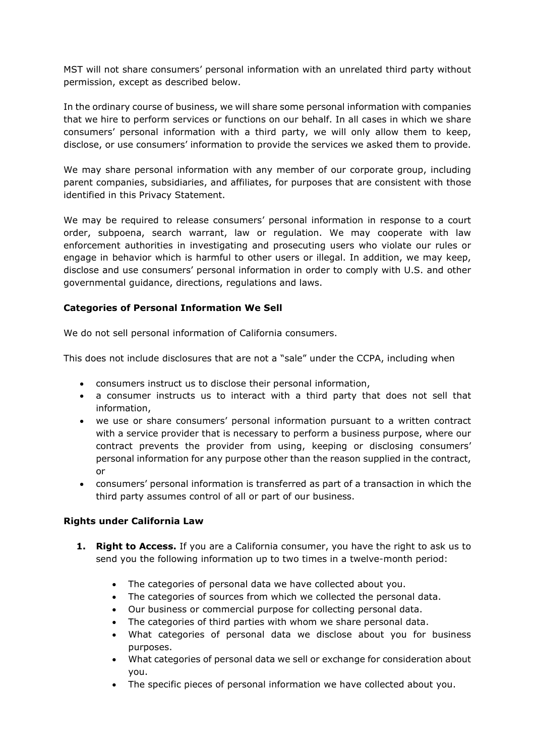MST will not share consumers' personal information with an unrelated third party without permission, except as described below.

In the ordinary course of business, we will share some personal information with companies that we hire to perform services or functions on our behalf. In all cases in which we share consumers' personal information with a third party, we will only allow them to keep, disclose, or use consumers' information to provide the services we asked them to provide.

We may share personal information with any member of our corporate group, including parent companies, subsidiaries, and affiliates, for purposes that are consistent with those identified in this Privacy Statement.

We may be required to release consumers' personal information in response to a court order, subpoena, search warrant, law or regulation. We may cooperate with law enforcement authorities in investigating and prosecuting users who violate our rules or engage in behavior which is harmful to other users or illegal. In addition, we may keep, disclose and use consumers' personal information in order to comply with U.S. and other governmental guidance, directions, regulations and laws.

**Categories of Personal Information We Sell**

We do not sell personal information of California consumers.

This does not include disclosures that are not a "sale" under the CCPA, including when

- consumers instruct us to disclose their personal information,
- a consumer instructs us to interact with a third party that does not sell that information,
- we use or share consumers' personal information pursuant to a written contract with a service provider that is necessary to perform a business purpose, where our contract prevents the provider from using, keeping or disclosing consumers' personal information for any purpose other than the reason supplied in the contract, or
- consumers' personal information is transferred as part of a transaction in which the third party assumes control of all or part of our business.

**Rights under California Law**

1. **Right to Access.** If you are a California consumer, you have the right to ask us to send you the following information up to two times in a twelve-month period:
    - The categories of personal data we have collected about you.
    - The categories of sources from which we collected the personal data.
    - Our business or commercial purpose for collecting personal data.
    - The categories of third parties with whom we share personal data.
    - What categories of personal data we disclose about you for business purposes.
    - What categories of personal data we sell or exchange for consideration about you.
    - The specific pieces of personal information we have collected about you.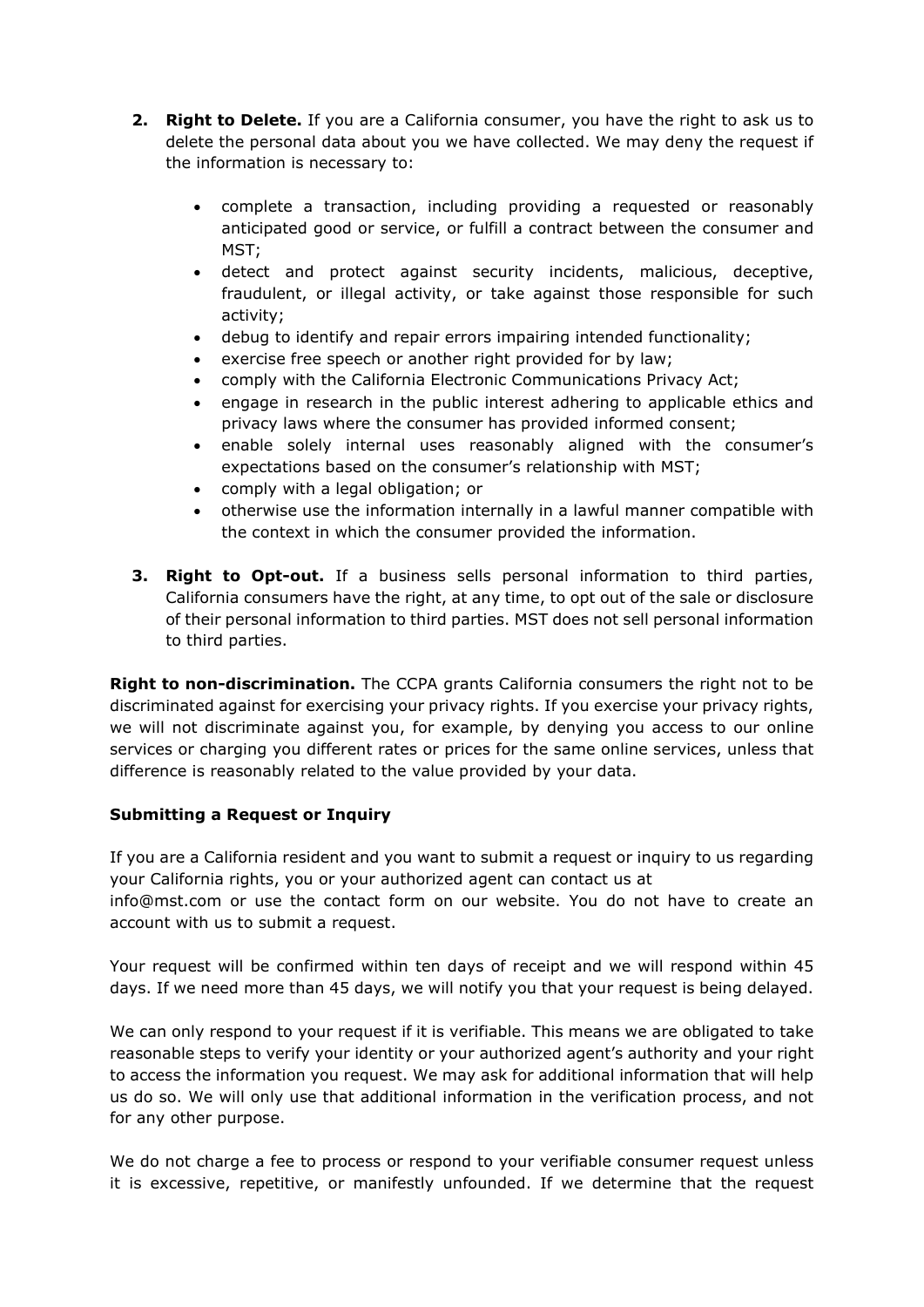2. **Right to Delete.** If you are a California consumer, you have the right to ask us to delete the personal data about you we have collected. We may deny the request if the information is necessary to:

    - complete a transaction, including providing a requested or reasonably anticipated good or service, or fulfill a contract between the consumer and MST;
    - detect and protect against security incidents, malicious, deceptive, fraudulent, or illegal activity, or take against those responsible for such activity;
    - debug to identify and repair errors impairing intended functionality;
    - exercise free speech or another right provided for by law;
    - comply with the California Electronic Communications Privacy Act;
    - engage in research in the public interest adhering to applicable ethics and privacy laws where the consumer has provided informed consent;
    - enable solely internal uses reasonably aligned with the consumer's expectations based on the consumer's relationship with MST;
    - comply with a legal obligation; or
    - otherwise use the information internally in a lawful manner compatible with the context in which the consumer provided the information.

3. **Right to Opt-out.** If a business sells personal information to third parties, California consumers have the right, at any time, to opt out of the sale or disclosure of their personal information to third parties. MST does not sell personal information to third parties.

**Right to non-discrimination.** The CCPA grants California consumers the right not to be discriminated against for exercising your privacy rights. If you exercise your privacy rights, we will not discriminate against you, for example, by denying you access to our online services or charging you different rates or prices for the same online services, unless that difference is reasonably related to the value provided by your data.

**Submitting a Request or Inquiry**

If you are a California resident and you want to submit a request or inquiry to us regarding your California rights, you or your authorized agent can contact us at info@mst.com or use the contact form on our website. You do not have to create an account with us to submit a request.

Your request will be confirmed within ten days of receipt and we will respond within 45 days. If we need more than 45 days, we will notify you that your request is being delayed.

We can only respond to your request if it is verifiable. This means we are obligated to take reasonable steps to verify your identity or your authorized agent's authority and your right to access the information you request. We may ask for additional information that will help us do so. We will only use that additional information in the verification process, and not for any other purpose.

We do not charge a fee to process or respond to your verifiable consumer request unless it is excessive, repetitive, or manifestly unfounded. If we determine that the request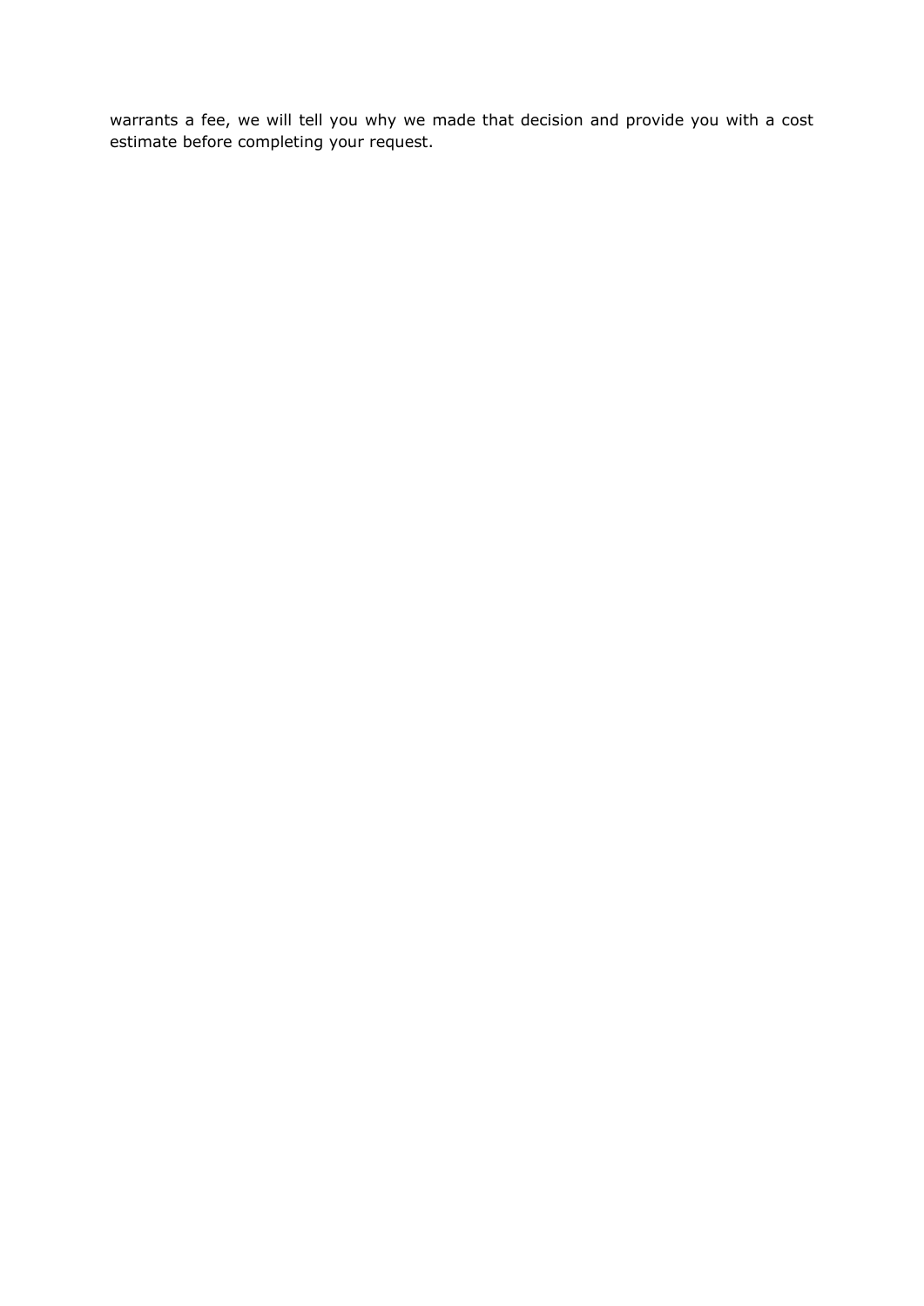warrants a fee, we will tell you why we made that decision and provide you with a cost estimate before completing your request.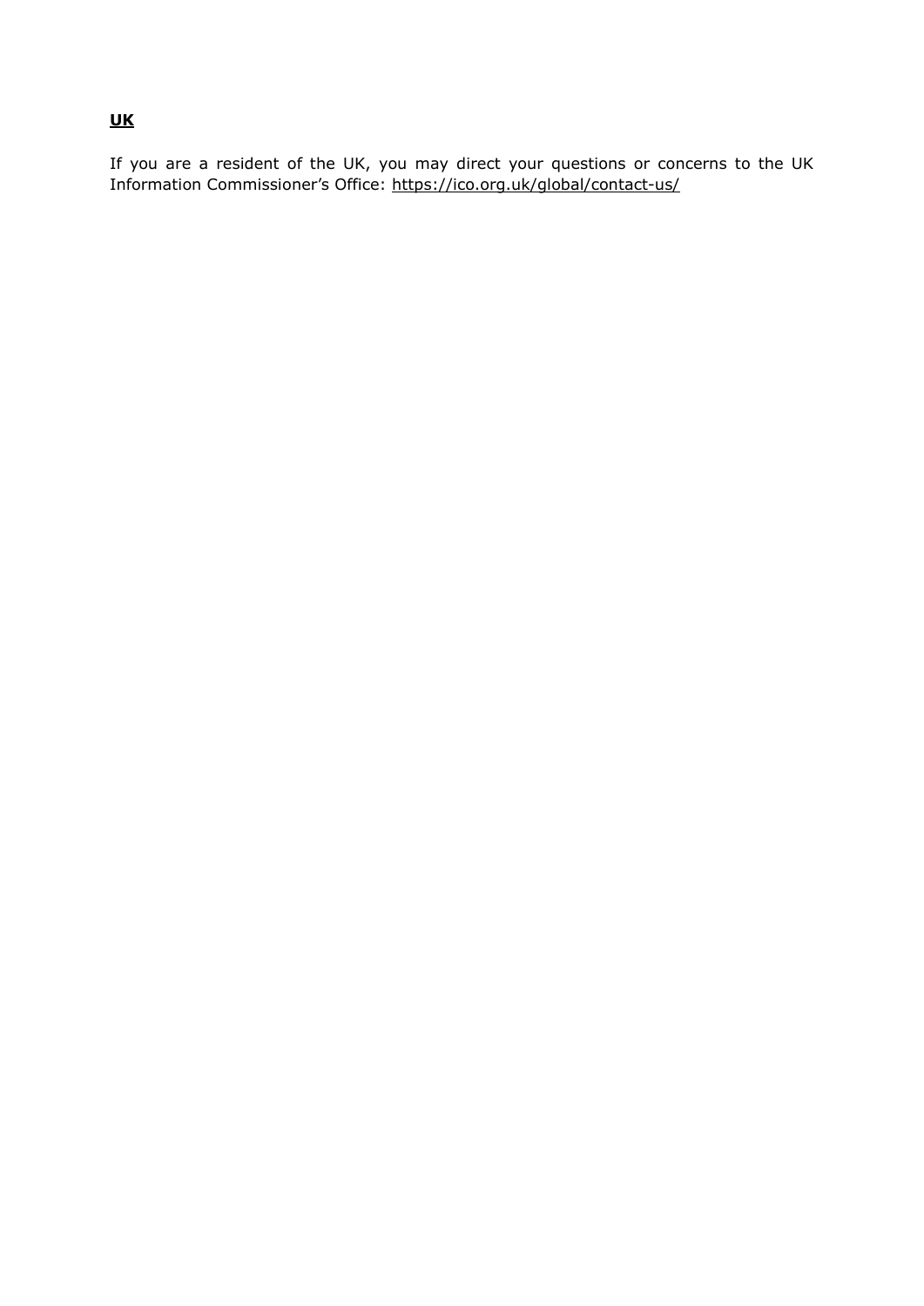**UK**

If you are a resident of the UK, you may direct your questions or concerns to the UK Information Commissioner's Office: https://ico.org.uk/global/contact-us/